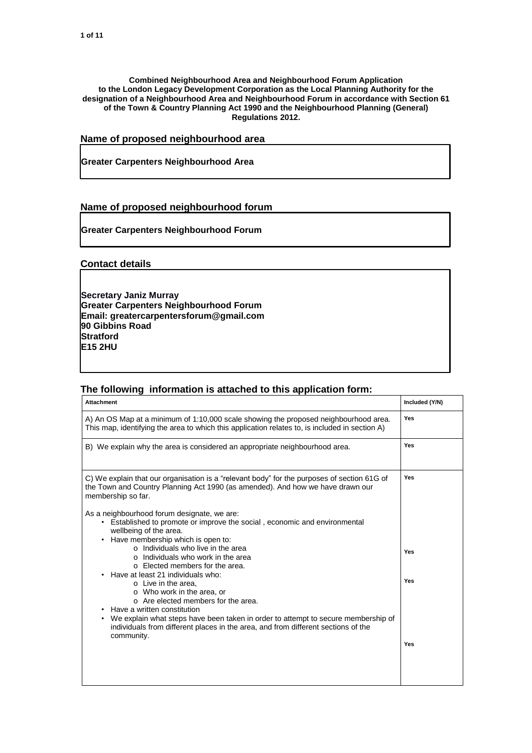**Combined Neighbourhood Area and Neighbourhood Forum Application to the London Legacy Development Corporation as the Local Planning Authority for the designation of a Neighbourhood Area and Neighbourhood Forum in accordance with Section 61 of the Town & Country Planning Act 1990 and the Neighbourhood Planning (General) Regulations 2012.**

## Name of proposed neighbourhood area

**Greater Carpenters Neighbourhood Area**

## Name of proposed neighbourhood forum

**Greater Carpenters Neighbourhood Forum**

## Contact details

**Secretary Janiz Murray**
**Greater Carpenters Neighbourhood Forum**
**Email: greatercarpentersforum@gmail.com**
**90 Gibbins Road**
**Stratford**
**E15 2HU**

## The following information is attached to this application form:

| Attachment | Included (Y/N) |
|---|---|
| A) An OS Map at a minimum of 1:10,000 scale showing the proposed neighbourhood area. This map, identifying the area to which this application relates to, is included in section A) | Yes |
| B) We explain why the area is considered an appropriate neighbourhood area. | Yes |
| C) We explain that our organisation is a "relevant body" for the purposes of section 61G of the Town and Country Planning Act 1990 (as amended). And how we have drawn our membership so far.<br><br>As a neighbourhood forum designate, we are:<br>• Established to promote or improve the social , economic and environmental wellbeing of the area.<br>• Have membership which is open to:<br>o Individuals who live in the area<br>o Individuals who work in the area<br>o Elected members for the area.<br>• Have at least 21 individuals who:<br>o Live in the area,<br>o Who work in the area, or<br>o Are elected members for the area.<br>• Have a written constitution<br>• We explain what steps have been taken in order to attempt to secure membership of individuals from different places in the area, and from different sections of the community. | Yes<br><br>Yes<br><br>Yes<br><br>Yes |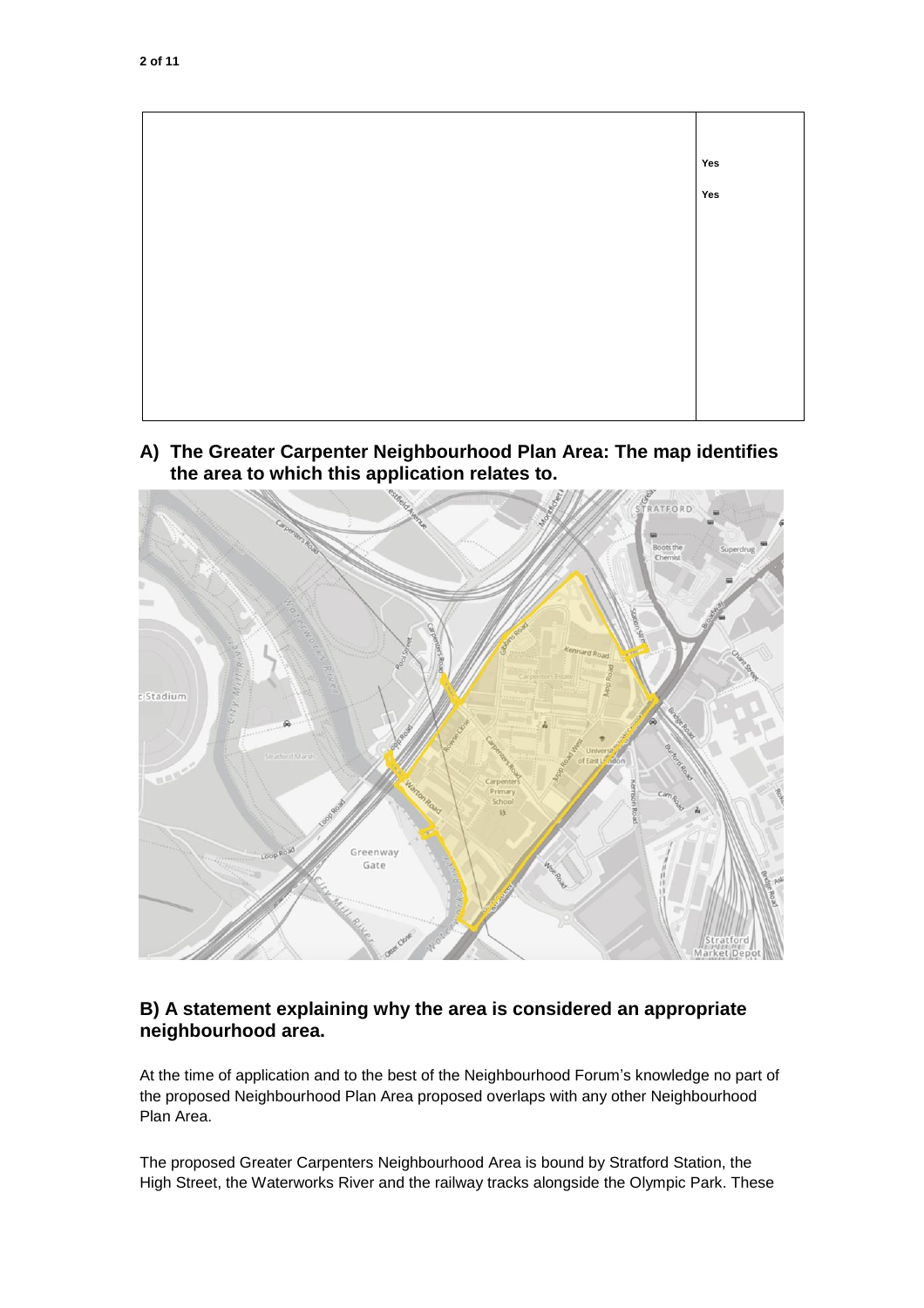| | |
|---|---|
| | Yes<br><br>Yes |

**A) The Greater Carpenter Neighbourhood Plan Area: The map identifies the area to which this application relates to.**

## B) A statement explaining why the area is considered an appropriate neighbourhood area.

At the time of application and to the best of the Neighbourhood Forum's knowledge no part of the proposed Neighbourhood Plan Area proposed overlaps with any other Neighbourhood Plan Area.

The proposed Greater Carpenters Neighbourhood Area is bound by Stratford Station, the High Street, the Waterworks River and the railway tracks alongside the Olympic Park. These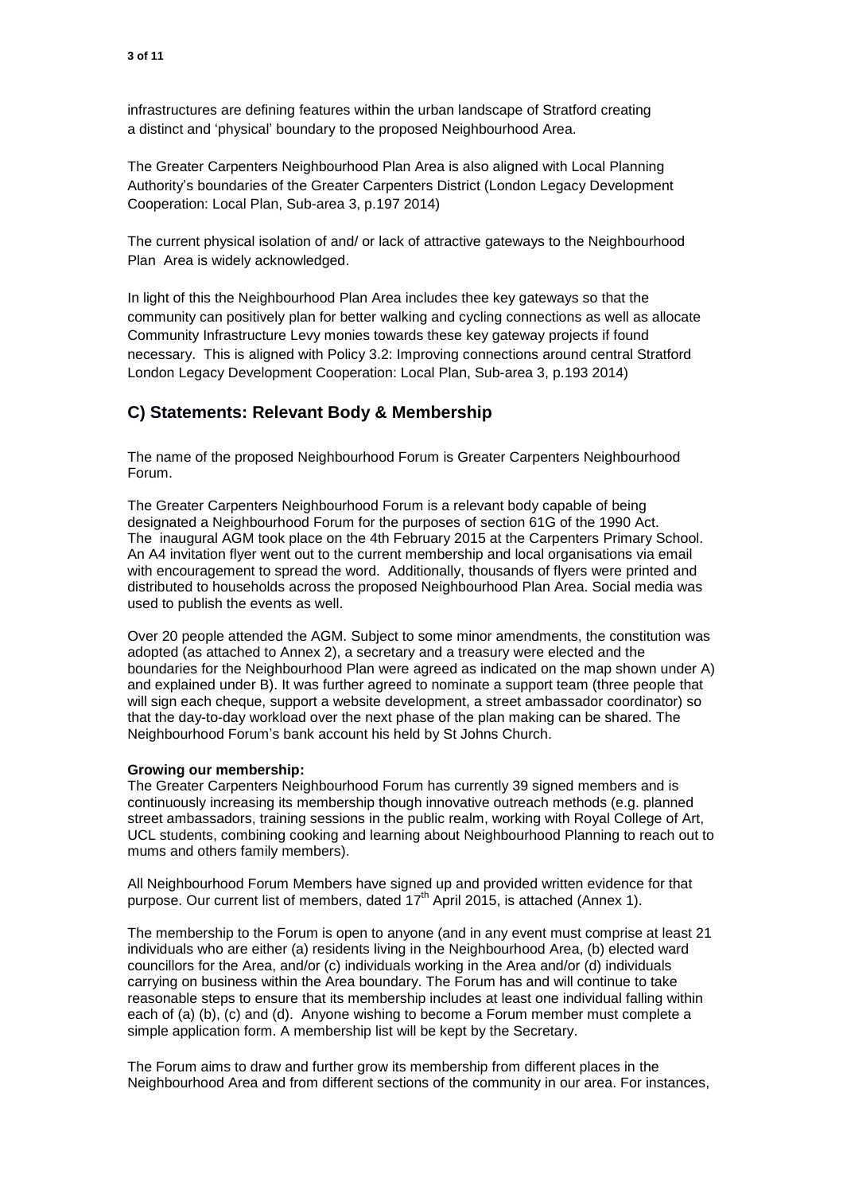infrastructures are defining features within the urban landscape of Stratford creating a distinct and 'physical' boundary to the proposed Neighbourhood Area.

The Greater Carpenters Neighbourhood Plan Area is also aligned with Local Planning Authority's boundaries of the Greater Carpenters District (London Legacy Development Cooperation: Local Plan, Sub-area 3, p.197 2014)

The current physical isolation of and/ or lack of attractive gateways to the Neighbourhood Plan Area is widely acknowledged.

In light of this the Neighbourhood Plan Area includes thee key gateways so that the community can positively plan for better walking and cycling connections as well as allocate Community Infrastructure Levy monies towards these key gateway projects if found necessary. This is aligned with Policy 3.2: Improving connections around central Stratford London Legacy Development Cooperation: Local Plan, Sub-area 3, p.193 2014)

## C) Statements: Relevant Body & Membership

The name of the proposed Neighbourhood Forum is Greater Carpenters Neighbourhood Forum.

The Greater Carpenters Neighbourhood Forum is a relevant body capable of being designated a Neighbourhood Forum for the purposes of section 61G of the 1990 Act. The inaugural AGM took place on the 4th February 2015 at the Carpenters Primary School. An A4 invitation flyer went out to the current membership and local organisations via email with encouragement to spread the word. Additionally, thousands of flyers were printed and distributed to households across the proposed Neighbourhood Plan Area. Social media was used to publish the events as well.

Over 20 people attended the AGM. Subject to some minor amendments, the constitution was adopted (as attached to Annex 2), a secretary and a treasury were elected and the boundaries for the Neighbourhood Plan were agreed as indicated on the map shown under A) and explained under B). It was further agreed to nominate a support team (three people that will sign each cheque, support a website development, a street ambassador coordinator) so that the day-to-day workload over the next phase of the plan making can be shared. The Neighbourhood Forum's bank account his held by St Johns Church.

**Growing our membership:**
The Greater Carpenters Neighbourhood Forum has currently 39 signed members and is continuously increasing its membership though innovative outreach methods (e.g. planned street ambassadors, training sessions in the public realm, working with Royal College of Art, UCL students, combining cooking and learning about Neighbourhood Planning to reach out to mums and others family members).

All Neighbourhood Forum Members have signed up and provided written evidence for that purpose. Our current list of members, dated 17th April 2015, is attached (Annex 1).

The membership to the Forum is open to anyone (and in any event must comprise at least 21 individuals who are either (a) residents living in the Neighbourhood Area, (b) elected ward councillors for the Area, and/or (c) individuals working in the Area and/or (d) individuals carrying on business within the Area boundary. The Forum has and will continue to take reasonable steps to ensure that its membership includes at least one individual falling within each of (a) (b), (c) and (d). Anyone wishing to become a Forum member must complete a simple application form. A membership list will be kept by the Secretary.

The Forum aims to draw and further grow its membership from different places in the Neighbourhood Area and from different sections of the community in our area. For instances,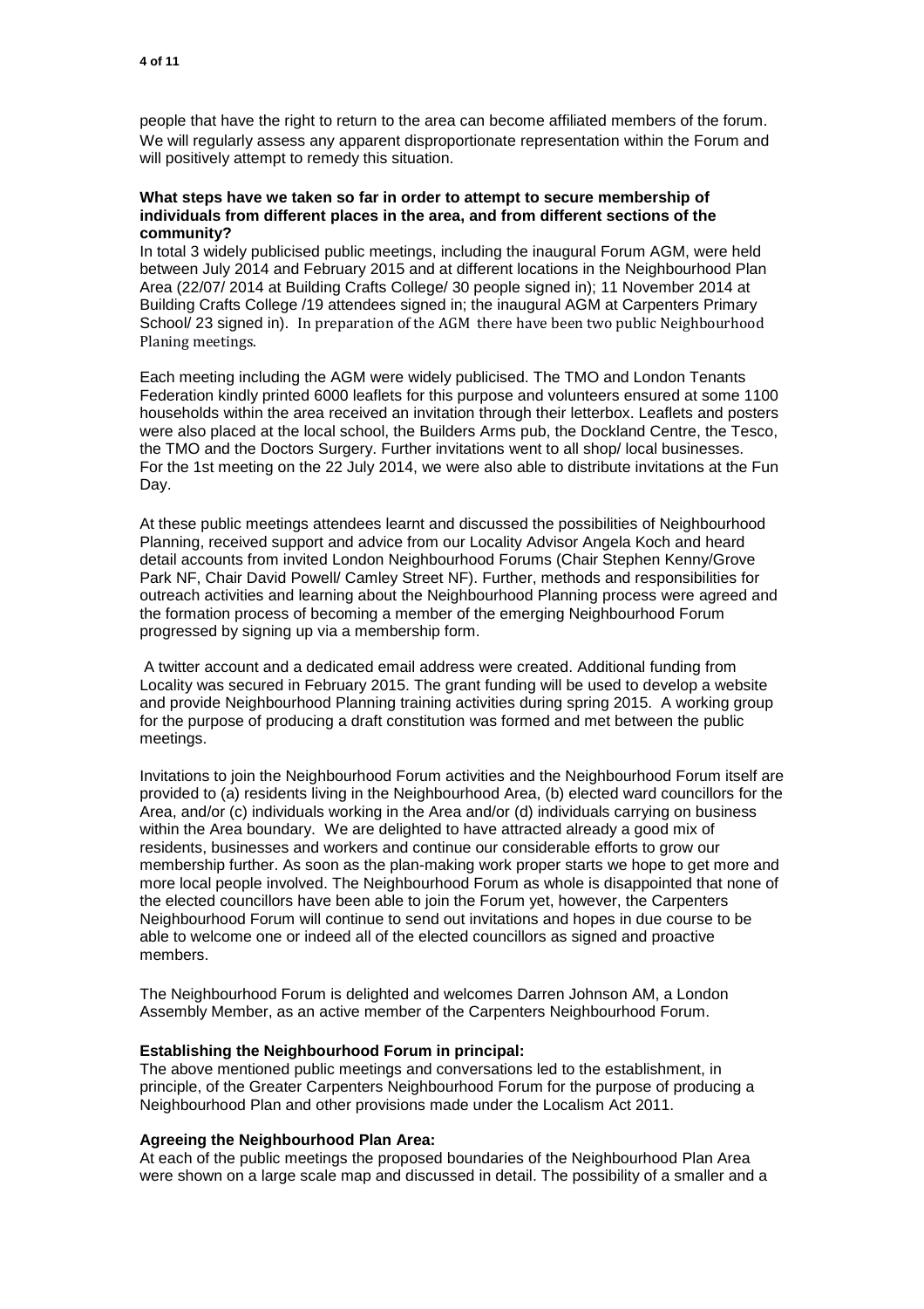people that have the right to return to the area can become affiliated members of the forum. We will regularly assess any apparent disproportionate representation within the Forum and will positively attempt to remedy this situation.

**What steps have we taken so far in order to attempt to secure membership of individuals from different places in the area, and from different sections of the community?**

In total 3 widely publicised public meetings, including the inaugural Forum AGM, were held between July 2014 and February 2015 and at different locations in the Neighbourhood Plan Area (22/07/ 2014 at Building Crafts College/ 30 people signed in); 11 November 2014 at Building Crafts College /19 attendees signed in; the inaugural AGM at Carpenters Primary School/ 23 signed in). In preparation of the AGM there have been two public Neighbourhood Planing meetings.

Each meeting including the AGM were widely publicised. The TMO and London Tenants Federation kindly printed 6000 leaflets for this purpose and volunteers ensured at some 1100 households within the area received an invitation through their letterbox. Leaflets and posters were also placed at the local school, the Builders Arms pub, the Dockland Centre, the Tesco, the TMO and the Doctors Surgery. Further invitations went to all shop/ local businesses. For the 1st meeting on the 22 July 2014, we were also able to distribute invitations at the Fun Day.

At these public meetings attendees learnt and discussed the possibilities of Neighbourhood Planning, received support and advice from our Locality Advisor Angela Koch and heard detail accounts from invited London Neighbourhood Forums (Chair Stephen Kenny/Grove Park NF, Chair David Powell/ Camley Street NF). Further, methods and responsibilities for outreach activities and learning about the Neighbourhood Planning process were agreed and the formation process of becoming a member of the emerging Neighbourhood Forum progressed by signing up via a membership form.

A twitter account and a dedicated email address were created. Additional funding from Locality was secured in February 2015. The grant funding will be used to develop a website and provide Neighbourhood Planning training activities during spring 2015. A working group for the purpose of producing a draft constitution was formed and met between the public meetings.

Invitations to join the Neighbourhood Forum activities and the Neighbourhood Forum itself are provided to (a) residents living in the Neighbourhood Area, (b) elected ward councillors for the Area, and/or (c) individuals working in the Area and/or (d) individuals carrying on business within the Area boundary. We are delighted to have attracted already a good mix of residents, businesses and workers and continue our considerable efforts to grow our membership further. As soon as the plan-making work proper starts we hope to get more and more local people involved. The Neighbourhood Forum as whole is disappointed that none of the elected councillors have been able to join the Forum yet, however, the Carpenters Neighbourhood Forum will continue to send out invitations and hopes in due course to be able to welcome one or indeed all of the elected councillors as signed and proactive members.

The Neighbourhood Forum is delighted and welcomes Darren Johnson AM, a London Assembly Member, as an active member of the Carpenters Neighbourhood Forum.

**Establishing the Neighbourhood Forum in principal:**

The above mentioned public meetings and conversations led to the establishment, in principle, of the Greater Carpenters Neighbourhood Forum for the purpose of producing a Neighbourhood Plan and other provisions made under the Localism Act 2011.

**Agreeing the Neighbourhood Plan Area:**

At each of the public meetings the proposed boundaries of the Neighbourhood Plan Area were shown on a large scale map and discussed in detail. The possibility of a smaller and a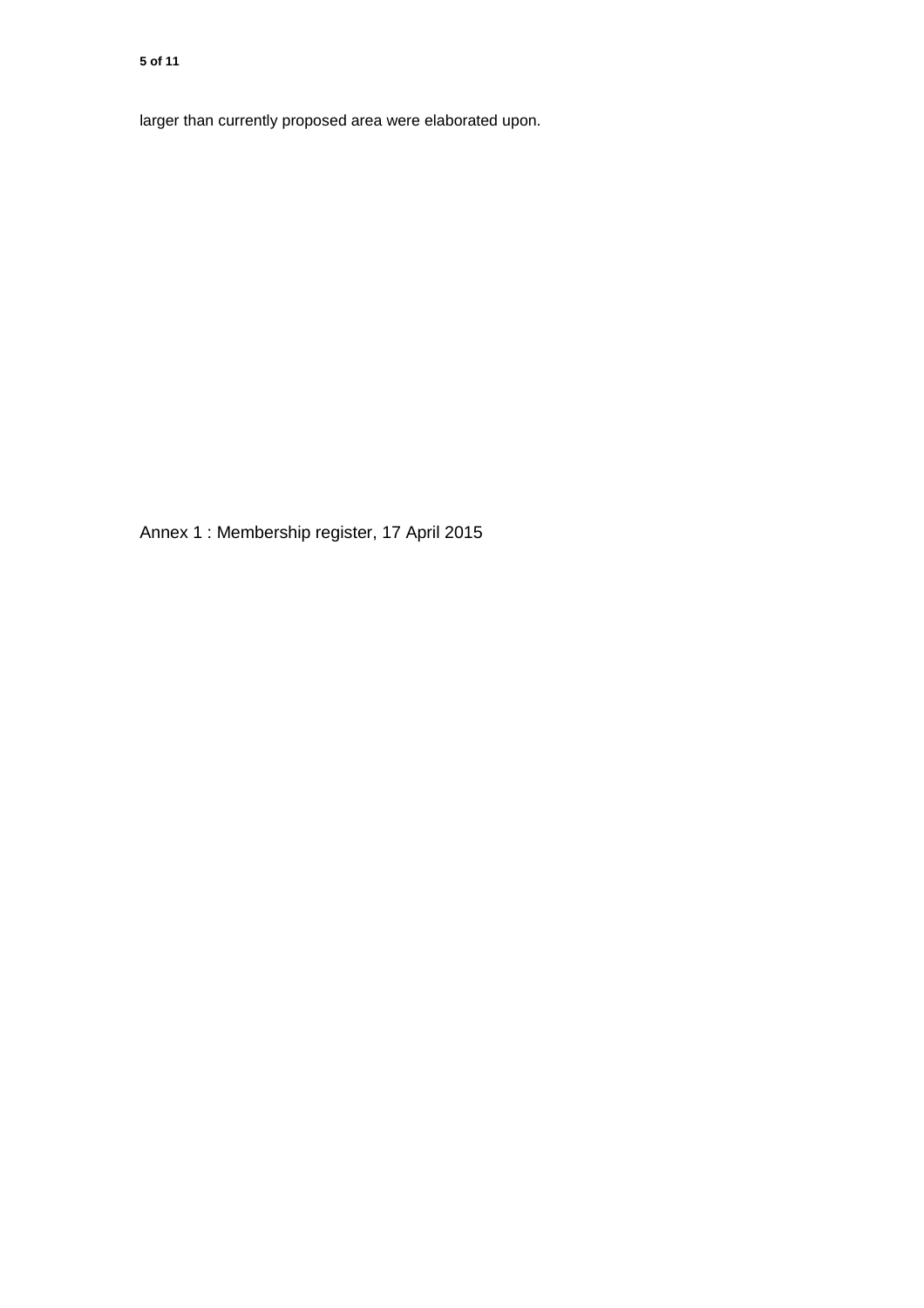larger than currently proposed area were elaborated upon.

Annex 1 : Membership register, 17 April 2015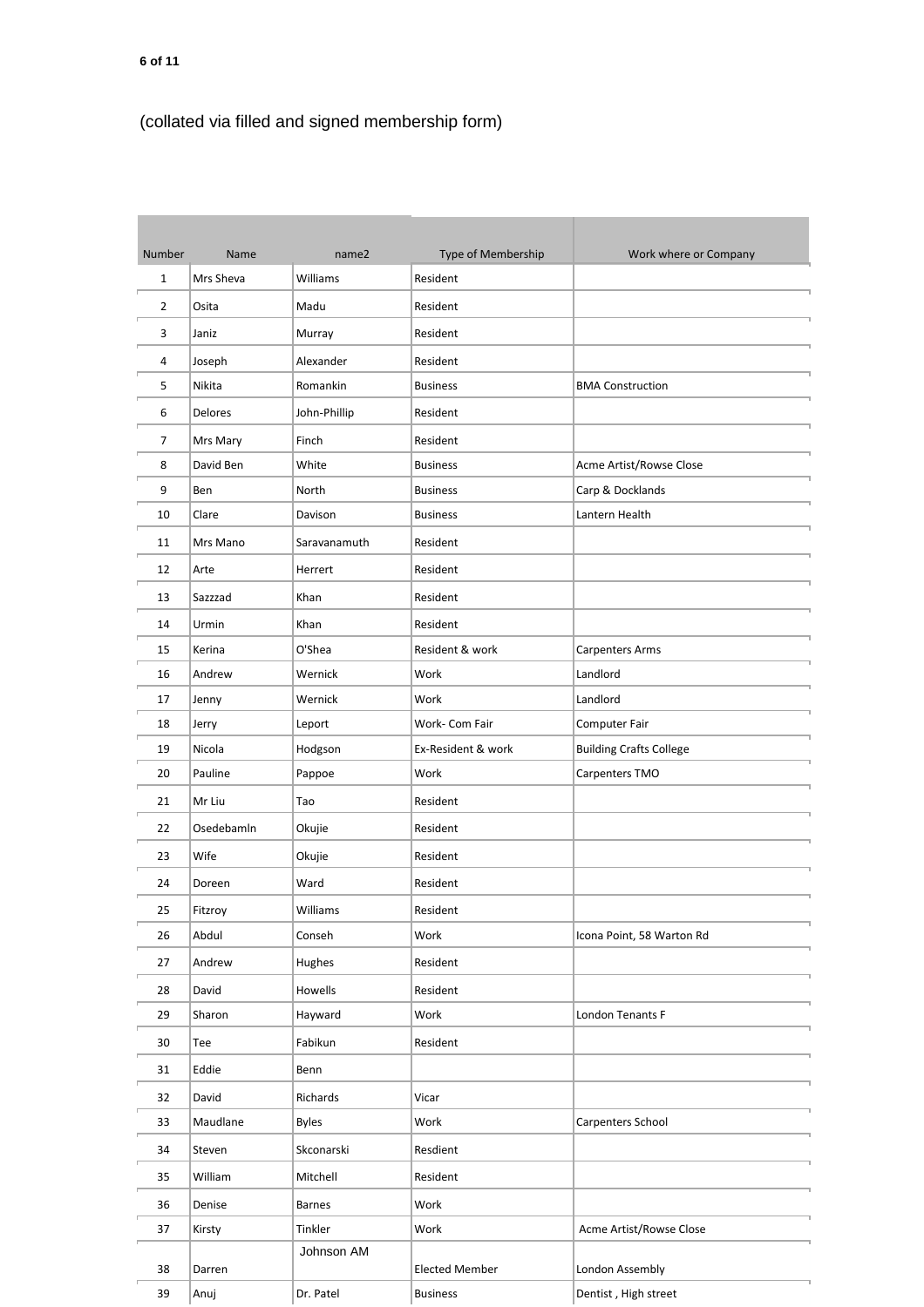(collated via filled and signed membership form)

| Number | Name | name2 | Type of Membership | Work where or Company |
|---|---|---|---|---|
| 1 | Mrs Sheva | Williams | Resident | |
| 2 | Osita | Madu | Resident | |
| 3 | Janiz | Murray | Resident | |
| 4 | Joseph | Alexander | Resident | |
| 5 | Nikita | Romankin | Business | BMA Construction |
| 6 | Delores | John-Phillip | Resident | |
| 7 | Mrs Mary | Finch | Resident | |
| 8 | David Ben | White | Business | Acme Artist/Rowse Close |
| 9 | Ben | North | Business | Carp & Docklands |
| 10 | Clare | Davison | Business | Lantern Health |
| 11 | Mrs Mano | Saravanamuth | Resident | |
| 12 | Arte | Herrert | Resident | |
| 13 | Sazzzad | Khan | Resident | |
| 14 | Urmin | Khan | Resident | |
| 15 | Kerina | O'Shea | Resident & work | Carpenters Arms |
| 16 | Andrew | Wernick | Work | Landlord |
| 17 | Jenny | Wernick | Work | Landlord |
| 18 | Jerry | Leport | Work- Com Fair | Computer Fair |
| 19 | Nicola | Hodgson | Ex-Resident & work | Building Crafts College |
| 20 | Pauline | Pappoe | Work | Carpenters TMO |
| 21 | Mr Liu | Tao | Resident | |
| 22 | Osedebamln | Okujie | Resident | |
| 23 | Wife | Okujie | Resident | |
| 24 | Doreen | Ward | Resident | |
| 25 | Fitzroy | Williams | Resident | |
| 26 | Abdul | Conseh | Work | Icona Point, 58 Warton Rd |
| 27 | Andrew | Hughes | Resident | |
| 28 | David | Howells | Resident | |
| 29 | Sharon | Hayward | Work | London Tenants F |
| 30 | Tee | Fabikun | Resident | |
| 31 | Eddie | Benn | | |
| 32 | David | Richards | Vicar | |
| 33 | Maudlane | Byles | Work | Carpenters School |
| 34 | Steven | Skconarski | Resdient | |
| 35 | William | Mitchell | Resident | |
| 36 | Denise | Barnes | Work | |
| 37 | Kirsty | Tinkler | Work | Acme Artist/Rowse Close |
| 38 | Darren | Johnson AM | Elected Member | London Assembly |
| 39 | Anuj | Dr. Patel | Business | Dentist , High street |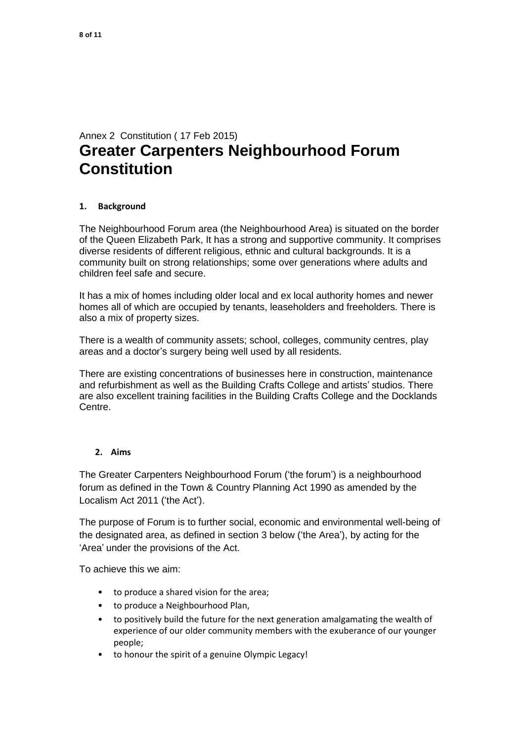Annex 2 Constitution ( 17 Feb 2015)

# Greater Carpenters Neighbourhood Forum Constitution

## 1. Background

The Neighbourhood Forum area (the Neighbourhood Area) is situated on the border of the Queen Elizabeth Park, It has a strong and supportive community. It comprises diverse residents of different religious, ethnic and cultural backgrounds. It is a community built on strong relationships; some over generations where adults and children feel safe and secure.

It has a mix of homes including older local and ex local authority homes and newer homes all of which are occupied by tenants, leaseholders and freeholders. There is also a mix of property sizes.

There is a wealth of community assets; school, colleges, community centres, play areas and a doctor's surgery being well used by all residents.

There are existing concentrations of businesses here in construction, maintenance and refurbishment as well as the Building Crafts College and artists' studios. There are also excellent training facilities in the Building Crafts College and the Docklands Centre.

## 2. Aims

The Greater Carpenters Neighbourhood Forum ('the forum') is a neighbourhood forum as defined in the Town & Country Planning Act 1990 as amended by the Localism Act 2011 ('the Act').

The purpose of Forum is to further social, economic and environmental well-being of the designated area, as defined in section 3 below ('the Area'), by acting for the 'Area' under the provisions of the Act.

To achieve this we aim:

- to produce a shared vision for the area;
- to produce a Neighbourhood Plan,
- to positively build the future for the next generation amalgamating the wealth of experience of our older community members with the exuberance of our younger people;
- to honour the spirit of a genuine Olympic Legacy!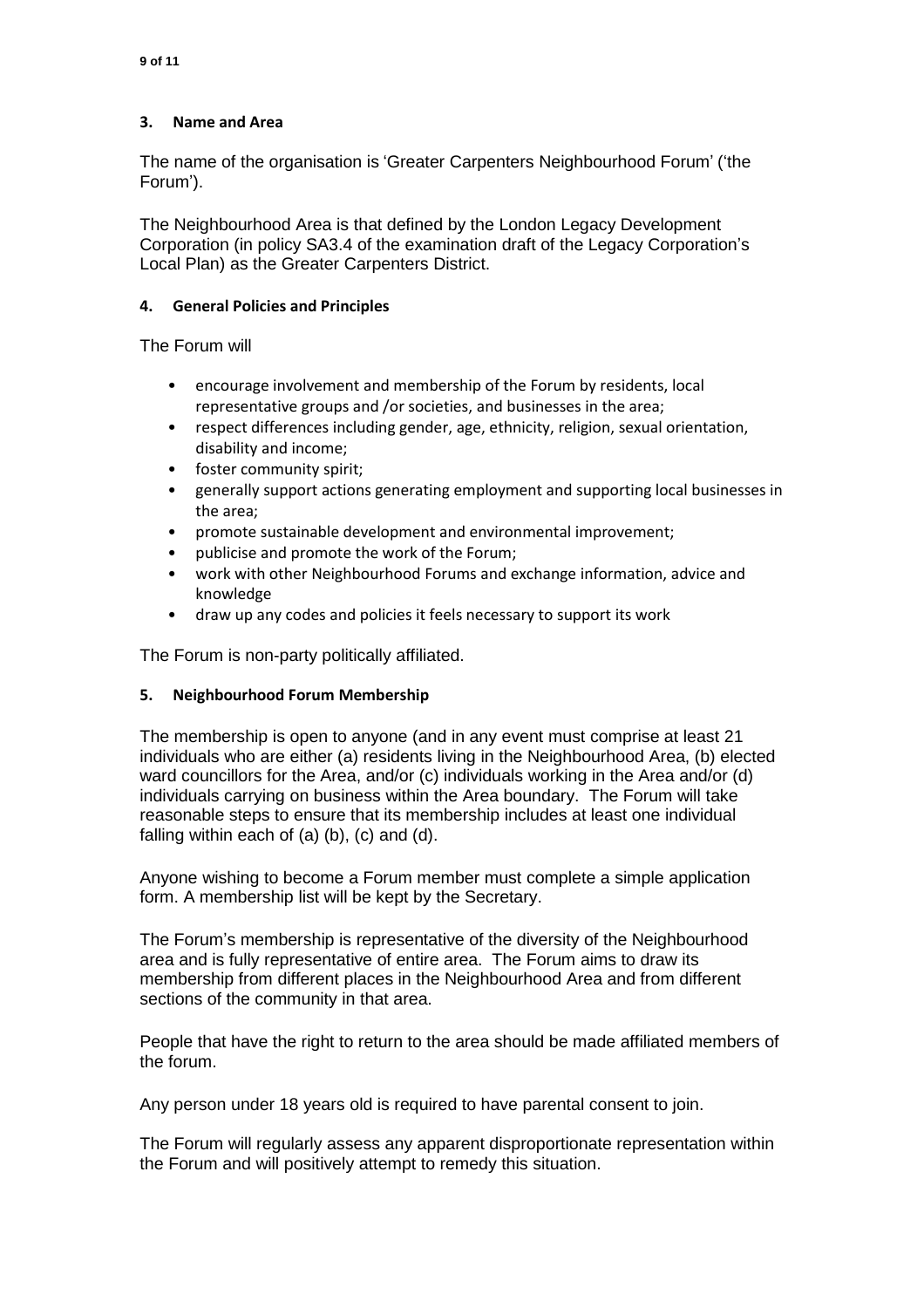### 3. Name and Area

The name of the organisation is 'Greater Carpenters Neighbourhood Forum' ('the Forum').

The Neighbourhood Area is that defined by the London Legacy Development Corporation (in policy SA3.4 of the examination draft of the Legacy Corporation's Local Plan) as the Greater Carpenters District.

### 4. General Policies and Principles

The Forum will

- encourage involvement and membership of the Forum by residents, local representative groups and /or societies, and businesses in the area;
- respect differences including gender, age, ethnicity, religion, sexual orientation, disability and income;
- foster community spirit;
- generally support actions generating employment and supporting local businesses in the area;
- promote sustainable development and environmental improvement;
- publicise and promote the work of the Forum;
- work with other Neighbourhood Forums and exchange information, advice and knowledge
- draw up any codes and policies it feels necessary to support its work

The Forum is non-party politically affiliated.

### 5. Neighbourhood Forum Membership

The membership is open to anyone (and in any event must comprise at least 21 individuals who are either (a) residents living in the Neighbourhood Area, (b) elected ward councillors for the Area, and/or (c) individuals working in the Area and/or (d) individuals carrying on business within the Area boundary. The Forum will take reasonable steps to ensure that its membership includes at least one individual falling within each of (a) (b), (c) and (d).

Anyone wishing to become a Forum member must complete a simple application form. A membership list will be kept by the Secretary.

The Forum's membership is representative of the diversity of the Neighbourhood area and is fully representative of entire area. The Forum aims to draw its membership from different places in the Neighbourhood Area and from different sections of the community in that area.

People that have the right to return to the area should be made affiliated members of the forum.

Any person under 18 years old is required to have parental consent to join.

The Forum will regularly assess any apparent disproportionate representation within the Forum and will positively attempt to remedy this situation.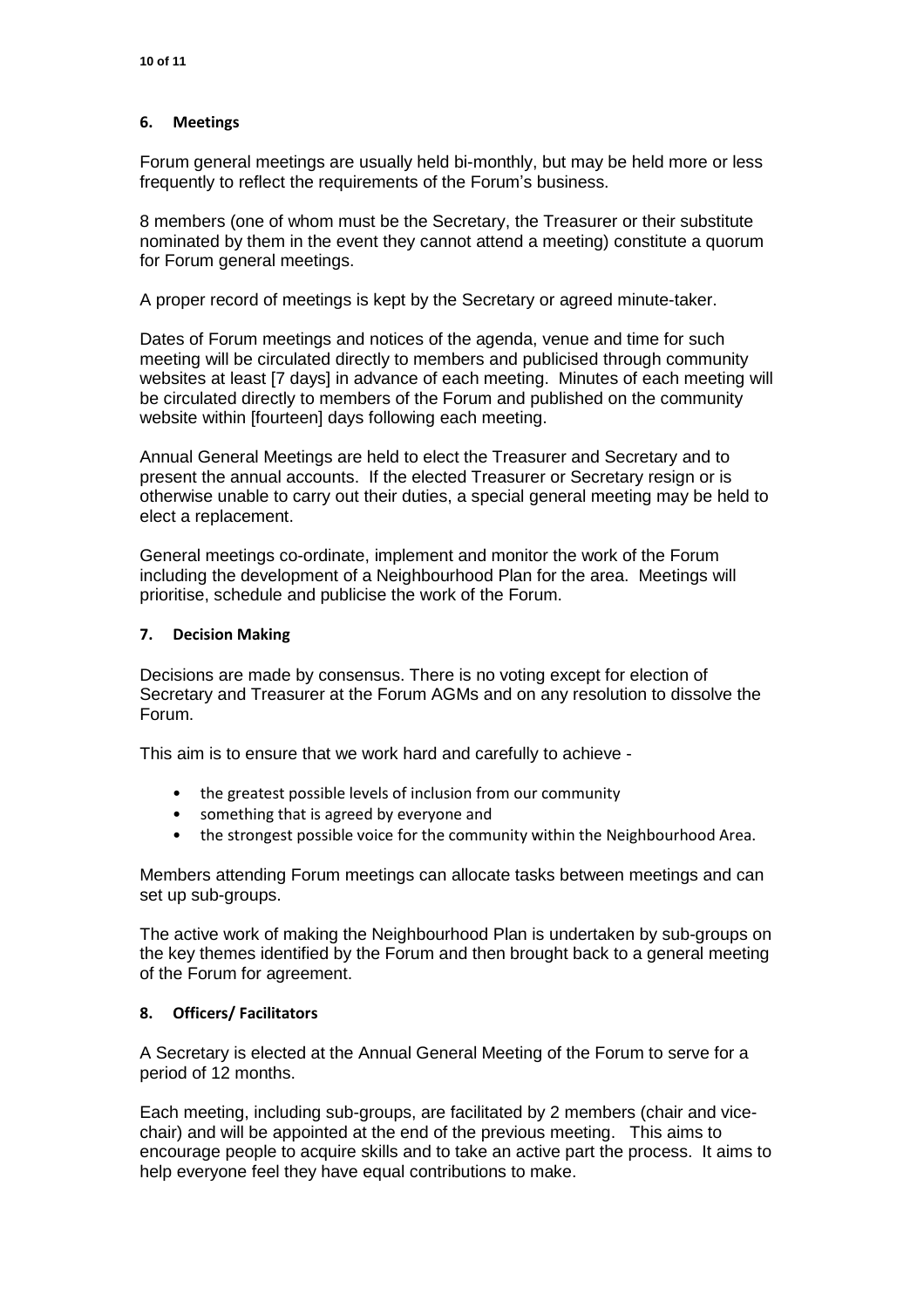## 6. Meetings

Forum general meetings are usually held bi-monthly, but may be held more or less frequently to reflect the requirements of the Forum's business.

8 members (one of whom must be the Secretary, the Treasurer or their substitute nominated by them in the event they cannot attend a meeting) constitute a quorum for Forum general meetings.

A proper record of meetings is kept by the Secretary or agreed minute-taker.

Dates of Forum meetings and notices of the agenda, venue and time for such meeting will be circulated directly to members and publicised through community websites at least [7 days] in advance of each meeting. Minutes of each meeting will be circulated directly to members of the Forum and published on the community website within [fourteen] days following each meeting.

Annual General Meetings are held to elect the Treasurer and Secretary and to present the annual accounts. If the elected Treasurer or Secretary resign or is otherwise unable to carry out their duties, a special general meeting may be held to elect a replacement.

General meetings co-ordinate, implement and monitor the work of the Forum including the development of a Neighbourhood Plan for the area. Meetings will prioritise, schedule and publicise the work of the Forum.

## 7. Decision Making

Decisions are made by consensus. There is no voting except for election of Secretary and Treasurer at the Forum AGMs and on any resolution to dissolve the Forum.

This aim is to ensure that we work hard and carefully to achieve -

- the greatest possible levels of inclusion from our community
- something that is agreed by everyone and
- the strongest possible voice for the community within the Neighbourhood Area.

Members attending Forum meetings can allocate tasks between meetings and can set up sub-groups.

The active work of making the Neighbourhood Plan is undertaken by sub-groups on the key themes identified by the Forum and then brought back to a general meeting of the Forum for agreement.

## 8. Officers/ Facilitators

A Secretary is elected at the Annual General Meeting of the Forum to serve for a period of 12 months.

Each meeting, including sub-groups, are facilitated by 2 members (chair and vice-chair) and will be appointed at the end of the previous meeting. This aims to encourage people to acquire skills and to take an active part the process. It aims to help everyone feel they have equal contributions to make.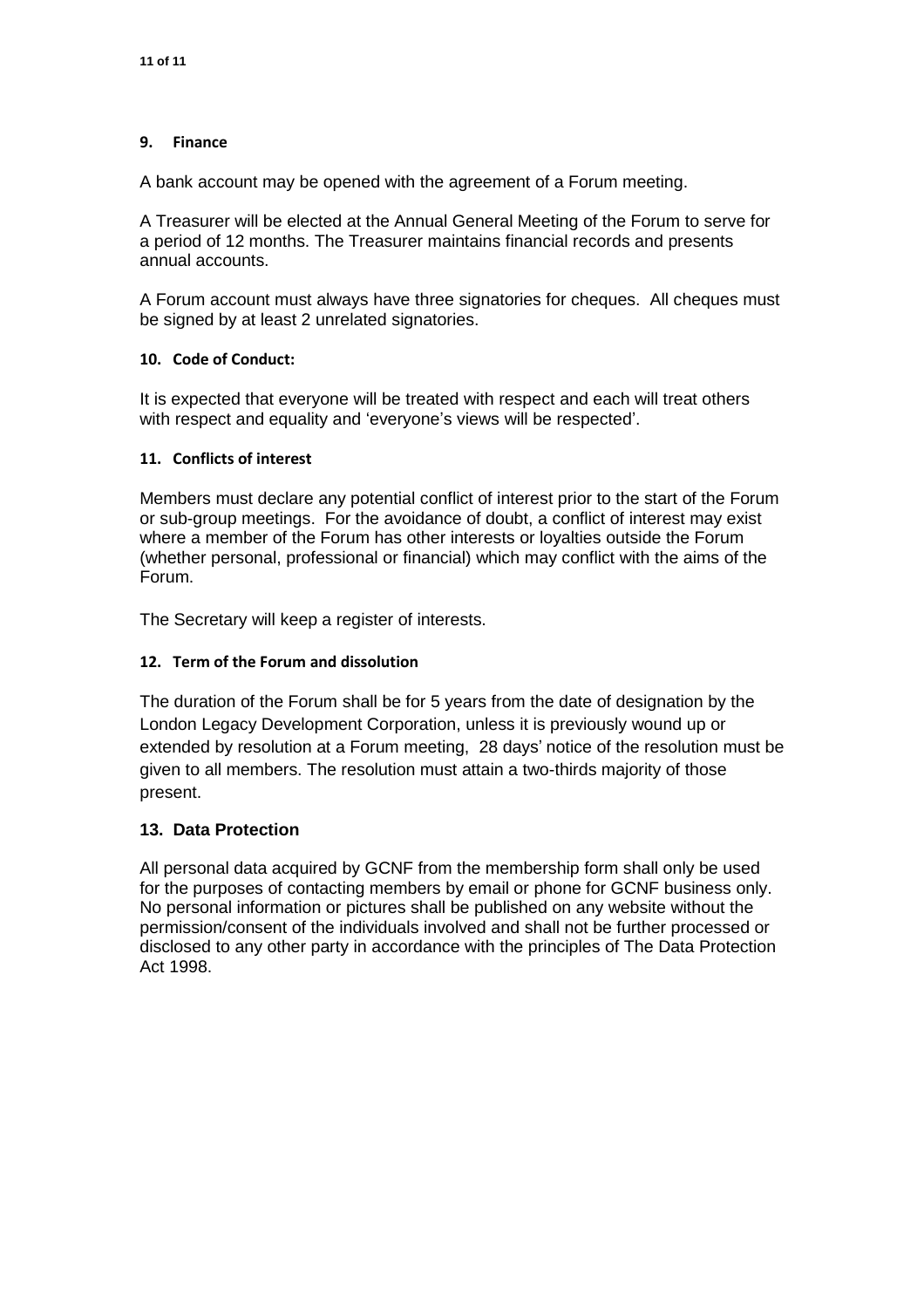## 9. Finance

A bank account may be opened with the agreement of a Forum meeting.

A Treasurer will be elected at the Annual General Meeting of the Forum to serve for a period of 12 months. The Treasurer maintains financial records and presents annual accounts.

A Forum account must always have three signatories for cheques. All cheques must be signed by at least 2 unrelated signatories.

## 10. Code of Conduct:

It is expected that everyone will be treated with respect and each will treat others with respect and equality and 'everyone's views will be respected'.

## 11. Conflicts of interest

Members must declare any potential conflict of interest prior to the start of the Forum or sub-group meetings. For the avoidance of doubt, a conflict of interest may exist where a member of the Forum has other interests or loyalties outside the Forum (whether personal, professional or financial) which may conflict with the aims of the Forum.

The Secretary will keep a register of interests.

## 12. Term of the Forum and dissolution

The duration of the Forum shall be for 5 years from the date of designation by the London Legacy Development Corporation, unless it is previously wound up or extended by resolution at a Forum meeting, 28 days' notice of the resolution must be given to all members. The resolution must attain a two-thirds majority of those present.

## 13. Data Protection

All personal data acquired by GCNF from the membership form shall only be used for the purposes of contacting members by email or phone for GCNF business only. No personal information or pictures shall be published on any website without the permission/consent of the individuals involved and shall not be further processed or disclosed to any other party in accordance with the principles of The Data Protection Act 1998.